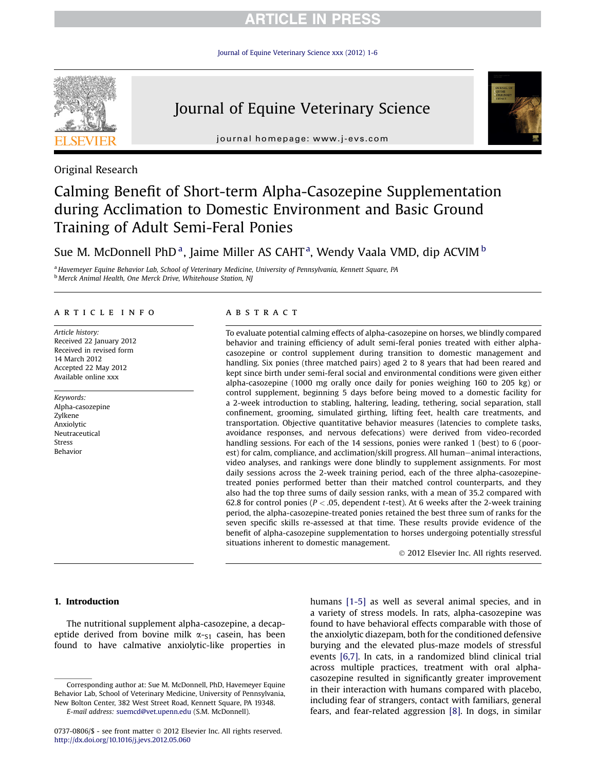Original Research

# Calming Benefit of Short-term Alpha-Casozepine Supplementation during Acclimation to Domestic Environment and Basic Ground Training of Adult Semi-Feral Ponies

Sue M. McDonnell PhD [a], Jaime Miller AS CAHT [a], Wendy Vaala VMD, dip ACVIM [b]

[a] Havemeyer Equine Behavior Lab, School of Veterinary Medicine, University of Pennsylvania, Kennett Square, PA
[b] Merck Animal Health, One Merck Drive, Whitehouse Station, NJ

## ARTICLE INFO

*Article history:*
Received 22 January 2012
Received in revised form 14 March 2012
Accepted 22 May 2012
Available online xxx

*Keywords:*
Alpha-casozepine
Zylkene
Anxiolytic
Neutraceutical
Stress
Behavior

## ABSTRACT

To evaluate potential calming effects of alpha-casozepine on horses, we blindly compared behavior and training efficiency of adult semi-feral ponies treated with either alpha-casozepine or control supplement during transition to domestic management and handling. Six ponies (three matched pairs) aged 2 to 8 years that had been reared and kept since birth under semi-feral social and environmental conditions were given either alpha-casozepine (1000 mg orally once daily for ponies weighing 160 to 205 kg) or control supplement, beginning 5 days before being moved to a domestic facility for a 2-week introduction to stabling, haltering, leading, tethering, social separation, stall confinement, grooming, simulated girthing, lifting feet, health care treatments, and transportation. Objective quantitative behavior measures (latencies to complete tasks, avoidance responses, and nervous defecations) were derived from video-recorded handling sessions. For each of the 14 sessions, ponies were ranked 1 (best) to 6 (poorest) for calm, compliance, and acclimation/skill progress. All human–animal interactions, video analyses, and rankings were done blindly to supplement assignments. For most daily sessions across the 2-week training period, each of the three alpha-casozepine-treated ponies performed better than their matched control counterparts, and they also had the top three sums of daily session ranks, with a mean of 35.2 compared with 62.8 for control ponies ($P < .05$, dependent $t$-test). At 6 weeks after the 2-week training period, the alpha-casozepine-treated ponies retained the best three sum of ranks for the seven specific skills re-assessed at that time. These results provide evidence of the benefit of alpha-casozepine supplementation to horses undergoing potentially stressful situations inherent to domestic management.

© 2012 Elsevier Inc. All rights reserved.

## 1. Introduction

The nutritional supplement alpha-casozepine, a decapeptide derived from bovine milk $\alpha_{-S1}$ casein, has been found to have calmative anxiolytic-like properties in humans [1-5] as well as several animal species, and in a variety of stress models. In rats, alpha-casozepine was found to have behavioral effects comparable with those of the anxiolytic diazepam, both for the conditioned defensive burying and the elevated plus-maze models of stressful events [6,7]. In cats, in a randomized blind clinical trial across multiple practices, treatment with oral alpha-casozepine resulted in significantly greater improvement in their interaction with humans compared with placebo, including fear of strangers, contact with familiars, general fears, and fear-related aggression [8]. In dogs, in similar

Corresponding author at: Sue M. McDonnell, PhD, Havemeyer Equine Behavior Lab, School of Veterinary Medicine, University of Pennsylvania, New Bolton Center, 382 West Street Road, Kennett Square, PA 19348.
*E-mail address:* suemcd@vet.upenn.edu (S.M. McDonnell).

0737-0806/$ - see front matter © 2012 Elsevier Inc. All rights reserved.
http://dx.doi.org/10.1016/j.jevs.2012.05.060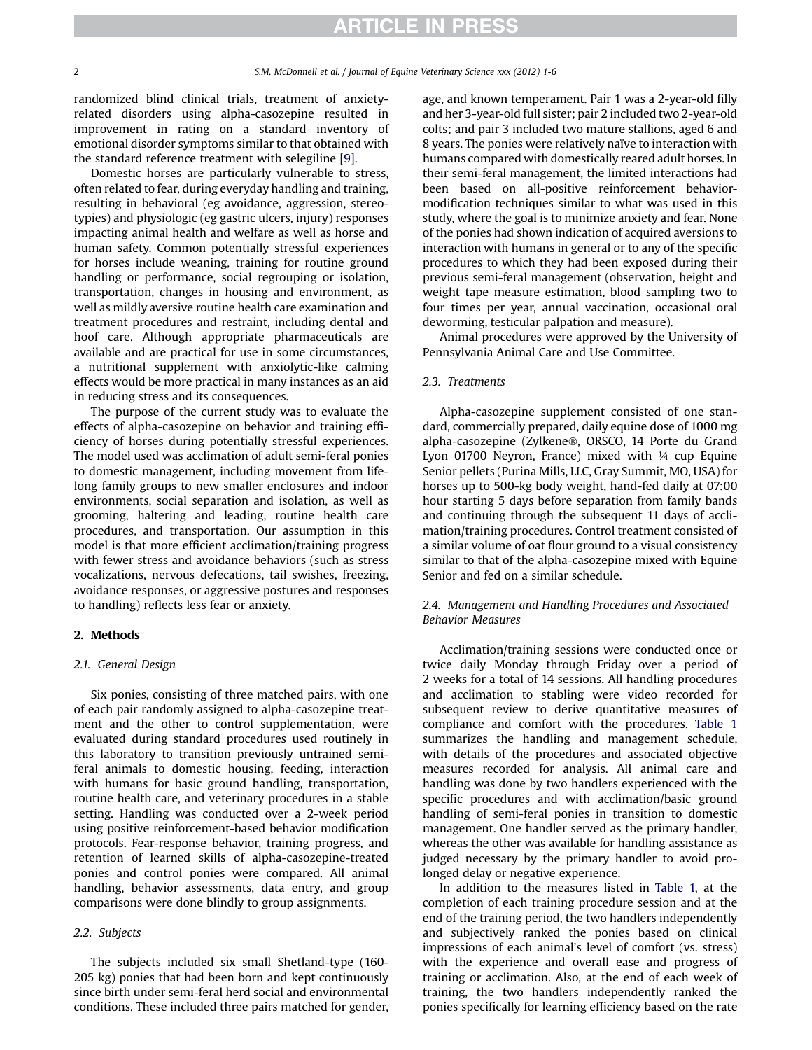randomized blind clinical trials, treatment of anxiety-related disorders using alpha-casozepine resulted in improvement in rating on a standard inventory of emotional disorder symptoms similar to that obtained with the standard reference treatment with selegiline [9].

Domestic horses are particularly vulnerable to stress, often related to fear, during everyday handling and training, resulting in behavioral (eg avoidance, aggression, stereotypies) and physiologic (eg gastric ulcers, injury) responses impacting animal health and welfare as well as horse and human safety. Common potentially stressful experiences for horses include weaning, training for routine ground handling or performance, social regrouping or isolation, transportation, changes in housing and environment, as well as mildly aversive routine health care examination and treatment procedures and restraint, including dental and hoof care. Although appropriate pharmaceuticals are available and are practical for use in some circumstances, a nutritional supplement with anxiolytic-like calming effects would be more practical in many instances as an aid in reducing stress and its consequences.

The purpose of the current study was to evaluate the effects of alpha-casozepine on behavior and training efficiency of horses during potentially stressful experiences. The model used was acclimation of adult semi-feral ponies to domestic management, including movement from lifelong family groups to new smaller enclosures and indoor environments, social separation and isolation, as well as grooming, haltering and leading, routine health care procedures, and transportation. Our assumption in this model is that more efficient acclimation/training progress with fewer stress and avoidance behaviors (such as stress vocalizations, nervous defecations, tail swishes, freezing, avoidance responses, or aggressive postures and responses to handling) reflects less fear or anxiety.

## 2. Methods

### 2.1. General Design

Six ponies, consisting of three matched pairs, with one of each pair randomly assigned to alpha-casozepine treatment and the other to control supplementation, were evaluated during standard procedures used routinely in this laboratory to transition previously untrained semi-feral animals to domestic housing, feeding, interaction with humans for basic ground handling, transportation, routine health care, and veterinary procedures in a stable setting. Handling was conducted over a 2-week period using positive reinforcement-based behavior modification protocols. Fear-response behavior, training progress, and retention of learned skills of alpha-casozepine-treated ponies and control ponies were compared. All animal handling, behavior assessments, data entry, and group comparisons were done blindly to group assignments.

### 2.2. Subjects

The subjects included six small Shetland-type (160-205 kg) ponies that had been born and kept continuously since birth under semi-feral herd social and environmental conditions. These included three pairs matched for gender, age, and known temperament. Pair 1 was a 2-year-old filly and her 3-year-old full sister; pair 2 included two 2-year-old colts; and pair 3 included two mature stallions, aged 6 and 8 years. The ponies were relatively naïve to interaction with humans compared with domestically reared adult horses. In their semi-feral management, the limited interactions had been based on all-positive reinforcement behavior-modification techniques similar to what was used in this study, where the goal is to minimize anxiety and fear. None of the ponies had shown indication of acquired aversions to interaction with humans in general or to any of the specific procedures to which they had been exposed during their previous semi-feral management (observation, height and weight tape measure estimation, blood sampling two to four times per year, annual vaccination, occasional oral deworming, testicular palpation and measure).

Animal procedures were approved by the University of Pennsylvania Animal Care and Use Committee.

### 2.3. Treatments

Alpha-casozepine supplement consisted of one standard, commercially prepared, daily equine dose of 1000 mg alpha-casozepine (Zylkene®, ORSCO, 14 Porte du Grand Lyon 01700 Neyron, France) mixed with ¼ cup Equine Senior pellets (Purina Mills, LLC, Gray Summit, MO, USA) for horses up to 500-kg body weight, hand-fed daily at 07:00 hour starting 5 days before separation from family bands and continuing through the subsequent 11 days of acclimation/training procedures. Control treatment consisted of a similar volume of oat flour ground to a visual consistency similar to that of the alpha-casozepine mixed with Equine Senior and fed on a similar schedule.

### 2.4. Management and Handling Procedures and Associated Behavior Measures

Acclimation/training sessions were conducted once or twice daily Monday through Friday over a period of 2 weeks for a total of 14 sessions. All handling procedures and acclimation to stabling were video recorded for subsequent review to derive quantitative measures of compliance and comfort with the procedures. Table 1 summarizes the handling and management schedule, with details of the procedures and associated objective measures recorded for analysis. All animal care and handling was done by two handlers experienced with the specific procedures and with acclimation/basic ground handling of semi-feral ponies in transition to domestic management. One handler served as the primary handler, whereas the other was available for handling assistance as judged necessary by the primary handler to avoid prolonged delay or negative experience.

In addition to the measures listed in Table 1, at the completion of each training procedure session and at the end of the training period, the two handlers independently and subjectively ranked the ponies based on clinical impressions of each animal's level of comfort (vs. stress) with the experience and overall ease and progress of training or acclimation. Also, at the end of each week of training, the two handlers independently ranked the ponies specifically for learning efficiency based on the rate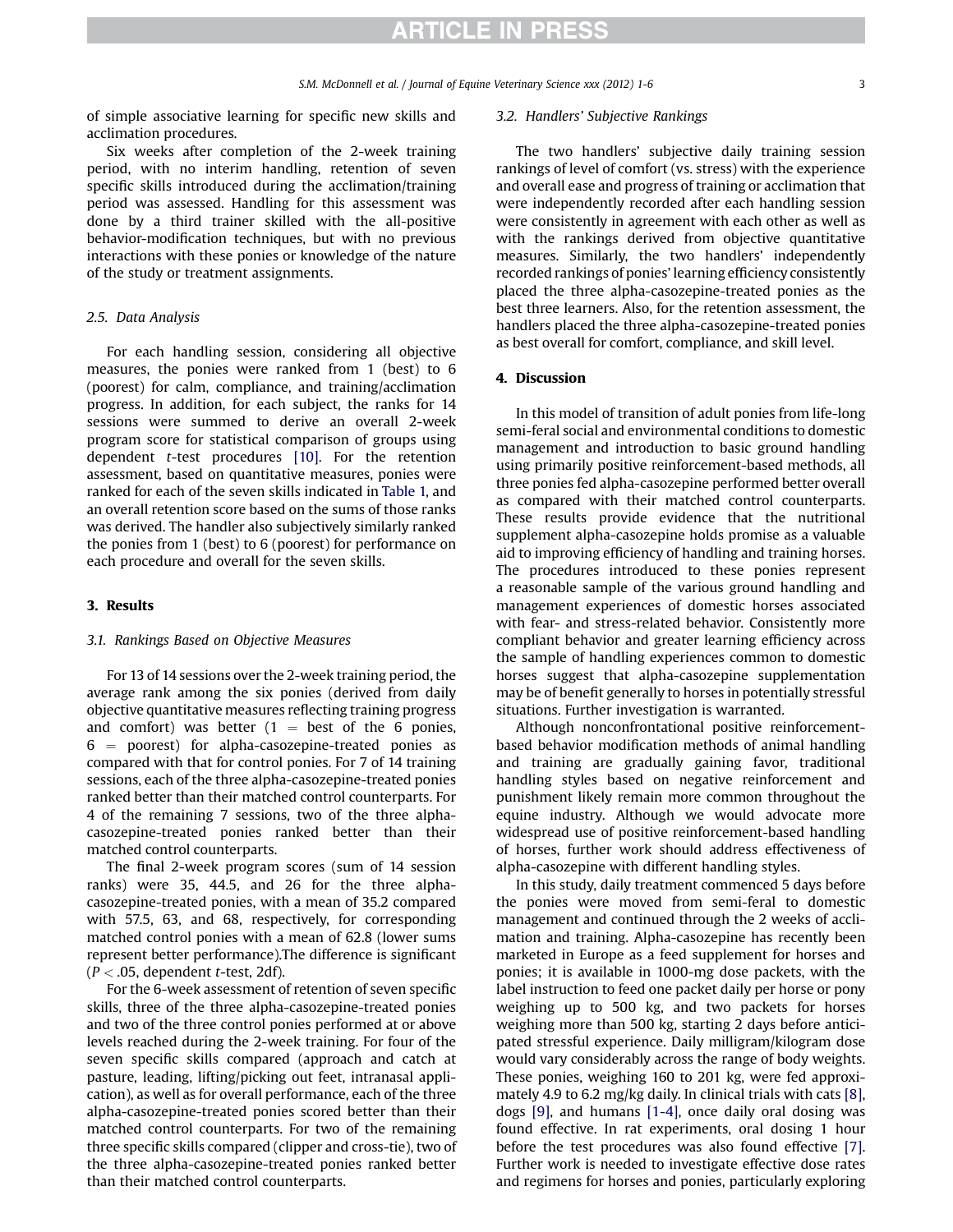of simple associative learning for specific new skills and acclimation procedures.

Six weeks after completion of the 2-week training period, with no interim handling, retention of seven specific skills introduced during the acclimation/training period was assessed. Handling for this assessment was done by a third trainer skilled with the all-positive behavior-modification techniques, but with no previous interactions with these ponies or knowledge of the nature of the study or treatment assignments.

### 2.5. Data Analysis

For each handling session, considering all objective measures, the ponies were ranked from 1 (best) to 6 (poorest) for calm, compliance, and training/acclimation progress. In addition, for each subject, the ranks for 14 sessions were summed to derive an overall 2-week program score for statistical comparison of groups using dependent *t*-test procedures [10]. For the retention assessment, based on quantitative measures, ponies were ranked for each of the seven skills indicated in Table 1, and an overall retention score based on the sums of those ranks was derived. The handler also subjectively similarly ranked the ponies from 1 (best) to 6 (poorest) for performance on each procedure and overall for the seven skills.

## 3. Results

### 3.1. Rankings Based on Objective Measures

For 13 of 14 sessions over the 2-week training period, the average rank among the six ponies (derived from daily objective quantitative measures reflecting training progress and comfort) was better (1 = best of the 6 ponies, 6 = poorest) for alpha-casozepine-treated ponies as compared with that for control ponies. For 7 of 14 training sessions, each of the three alpha-casozepine-treated ponies ranked better than their matched control counterparts. For 4 of the remaining 7 sessions, two of the three alpha-casozepine-treated ponies ranked better than their matched control counterparts.

The final 2-week program scores (sum of 14 session ranks) were 35, 44.5, and 26 for the three alpha-casozepine-treated ponies, with a mean of 35.2 compared with 57.5, 63, and 68, respectively, for corresponding matched control ponies with a mean of 62.8 (lower sums represent better performance).The difference is significant ($P < .05$, dependent *t*-test, 2df).

For the 6-week assessment of retention of seven specific skills, three of the three alpha-casozepine-treated ponies and two of the three control ponies performed at or above levels reached during the 2-week training. For four of the seven specific skills compared (approach and catch at pasture, leading, lifting/picking out feet, intranasal application), as well as for overall performance, each of the three alpha-casozepine-treated ponies scored better than their matched control counterparts. For two of the remaining three specific skills compared (clipper and cross-tie), two of the three alpha-casozepine-treated ponies ranked better than their matched control counterparts.

### 3.2. Handlers' Subjective Rankings

The two handlers' subjective daily training session rankings of level of comfort (vs. stress) with the experience and overall ease and progress of training or acclimation that were independently recorded after each handling session were consistently in agreement with each other as well as with the rankings derived from objective quantitative measures. Similarly, the two handlers' independently recorded rankings of ponies' learning efficiency consistently placed the three alpha-casozepine-treated ponies as the best three learners. Also, for the retention assessment, the handlers placed the three alpha-casozepine-treated ponies as best overall for comfort, compliance, and skill level.

## 4. Discussion

In this model of transition of adult ponies from life-long semi-feral social and environmental conditions to domestic management and introduction to basic ground handling using primarily positive reinforcement-based methods, all three ponies fed alpha-casozepine performed better overall as compared with their matched control counterparts. These results provide evidence that the nutritional supplement alpha-casozepine holds promise as a valuable aid to improving efficiency of handling and training horses. The procedures introduced to these ponies represent a reasonable sample of the various ground handling and management experiences of domestic horses associated with fear- and stress-related behavior. Consistently more compliant behavior and greater learning efficiency across the sample of handling experiences common to domestic horses suggest that alpha-casozepine supplementation may be of benefit generally to horses in potentially stressful situations. Further investigation is warranted.

Although nonconfrontational positive reinforcement-based behavior modification methods of animal handling and training are gradually gaining favor, traditional handling styles based on negative reinforcement and punishment likely remain more common throughout the equine industry. Although we would advocate more widespread use of positive reinforcement-based handling of horses, further work should address effectiveness of alpha-casozepine with different handling styles.

In this study, daily treatment commenced 5 days before the ponies were moved from semi-feral to domestic management and continued through the 2 weeks of acclimation and training. Alpha-casozepine has recently been marketed in Europe as a feed supplement for horses and ponies; it is available in 1000-mg dose packets, with the label instruction to feed one packet daily per horse or pony weighing up to 500 kg, and two packets for horses weighing more than 500 kg, starting 2 days before anticipated stressful experience. Daily milligram/kilogram dose would vary considerably across the range of body weights. These ponies, weighing 160 to 201 kg, were fed approximately 4.9 to 6.2 mg/kg daily. In clinical trials with cats [8], dogs [9], and humans [1-4], once daily oral dosing was found effective. In rat experiments, oral dosing 1 hour before the test procedures was also found effective [7]. Further work is needed to investigate effective dose rates and regimens for horses and ponies, particularly exploring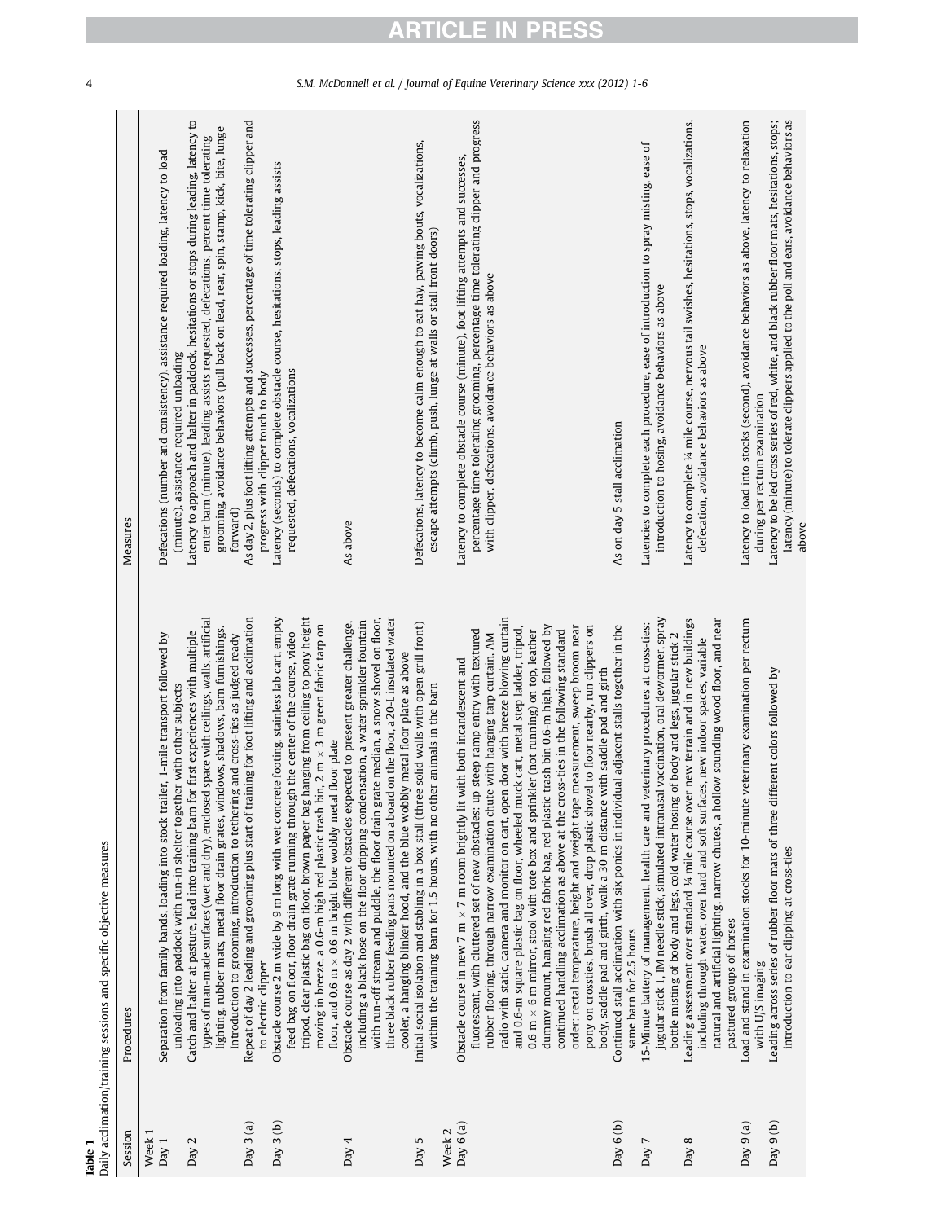**Table 1**
Daily acclimation/training sessions and specific objective measures

| Session | Procedures | Measures |
|---|---|---|
| Week 1 | | |
| Day 1 | Separation from family bands, loading into stock trailer, 1-mile transport followed by unloading into paddock with run-in shelter together with other subjects | Defecations (number and consistency), assistance required loading, latency to load (minute), assistance required unloading |
| Day 2 | Catch and halter at pasture, lead into training barn for first experiences with multiple types of man-made surfaces (wet and dry), enclosed space with ceilings, walls, artificial lighting, rubber mats, metal floor drain grates, windows, shadows, barn furnishings. Introduction to grooming, introduction to tethering and cross-ties as judged ready | Latency to approach and halter in paddock, hesitations or stops during leading, latency to enter barn (minute), leading assists requested, defecations, percent time tolerating grooming, avoidance behaviors (pull back on lead, rear, spin, stamp, kick, bite, lunge forward) |
| Day 3 (a) | Repeat of day 2 leading and grooming plus start of training for foot lifting and acclimation to electric clipper | As day 2, plus foot lifting attempts and successes, percentage of time tolerating clipper and progress with clipper touch to body |
| Day 3 (b) | Obstacle course 2 m wide by 9 m long with wet concrete footing, stainless lab cart, empty feed bag on floor, floor drain grate running through the center of the course, video tripod, clear plastic bag on floor, brown paper bag hanging from ceiling to pony height moving in breeze, a 0.6-m high red plastic trash bin, 2 m × 3 m green fabric tarp on floor, and 0.6 m × 0.6 m bright blue wobbly metal floor plate | Latency (seconds) to complete obstacle course, hesitations, stops, leading assists requested, defecations, vocalizations |
| Day 4 | Obstacle course as day 2 with different obstacles expected to present greater challenge, including a black hose on the floor dripping condensation, a water sprinkler fountain with run-off stream and puddle, the floor drain grate median, a snow shovel on floor, three black rubber feeding pans mounted on a board on the floor, a 20-L insulated water cooler, a hanging blinker hood, and the blue wobbly metal floor plate as above | As above |
| Day 5 | Initial social isolation and stabling in a box stall (three solid walls with open grill front) within the training barn for 1.5 hours, with no other animals in the barn | Defecations, latency to become calm enough to eat hay, pawing bouts, vocalizations, escape attempts (climb, push, lunge at walls or stall front doors) |
| Week 2 | | |
| Day 6 (a) | Obstacle course in new 7 m × 7 m room brightly lit with both incandescent and fluorescent, with cluttered set of new obstacles: up steep ramp entry with textured rubber flooring, through narrow examination chute with hanging tarp curtain, AM radio with static, camera and monitor on cart, open door with breeze blowing curtain and 0.6-m square plastic bag on floor, wheeled muck cart, metal step ladder, tripod, 0.6 m × 6 m mirror, stool with tote box and sprinkler (not running) on top, leather dummy mount, hanging red fabric bag, red plastic trash bin 0.6-m high, followed by continued handling acclimation as above at the cross-ties in the following standard order: rectal temperature, height and weight tape measurement, sweep broom near pony on crossties, brush all over, drop plastic shovel to floor nearby, run clippers on body, saddle pad and girth, walk a 30-m distance with saddle pad and girth | Latency to complete obstacle course (minute), foot lifting attempts and successes, percentage time tolerating grooming, percentage time tolerating clipper and progress with clipper, defecations, avoidance behaviors as above |
| Day 6 (b) | Continued stall acclimation with six ponies in individual adjacent stalls together in the same barn for 2.5 hours | As on day 5 stall acclimation |
| Day 7 | 15-Minute battery of management, health care and veterinary procedures at cross-ties: jugular stick 1, IM needle stick, simulated intranasal vaccination, oral dewormer, spray bottle misting of body and legs, cold water hosing of body and legs, jugular stick 2 | Latencies to complete each procedure, ease of introduction to spray misting, ease of introduction to hosing, avoidance behaviors as above |
| Day 8 | Leading assessment over standard ¼ mile course over new terrain and in new buildings including through water, over hard and soft surfaces, new indoor spaces, variable natural and artificial lighting, narrow chutes, a hollow sounding wood floor, and near pastured groups of horses | Latency to complete ¼ mile course, nervous tail swishes, hesitations, stops, vocalizations, defecation, avoidance behaviors as above |
| Day 9 (a) | Load and stand in examination stocks for 10-minute veterinary examination per rectum with U/S imaging | Latency to load into stocks (second), avoidance behaviors as above, latency to relaxation during per rectum examination |
| Day 9 (b) | Leading across series of rubber floor mats of three different colors followed by introduction to ear clipping at cross-ties | Latency to be led cross series of red, white, and black rubber floor mats, hesitations, stops; latency (minute) to tolerate clippers applied to the poll and ears, avoidance behaviors as above |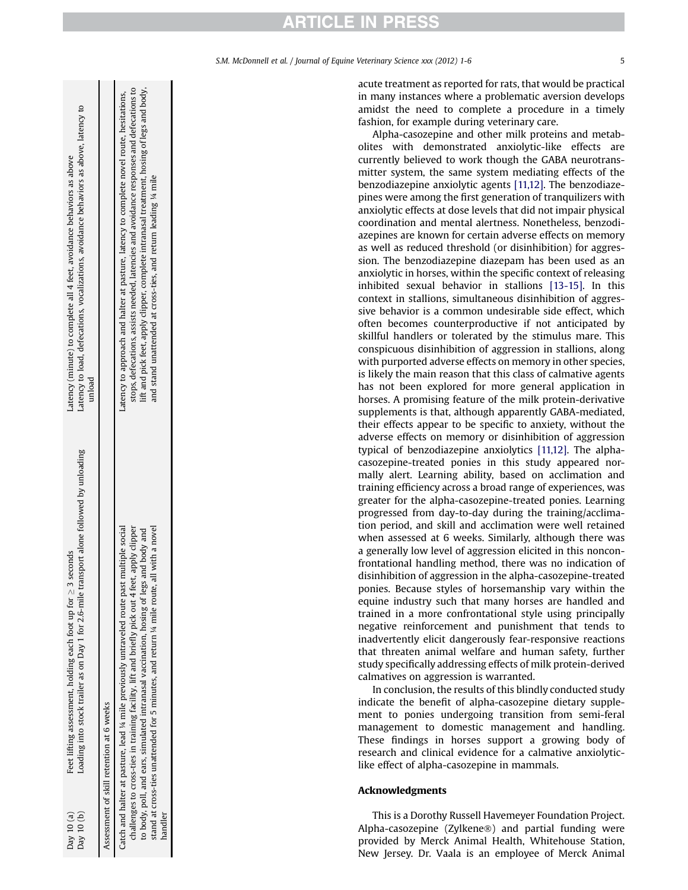| | | |
|---|---|---|
| Day 10 (a) | Feet lifting assessment, holding each foot up for ≥ 3 seconds | Latency (minute) to complete all 4 feet, avoidance behaviors as above |
| Day 10 (b) | Loading into stock trailer as on Day 1 for 2.6-mile transport alone followed by unloading | Latency to load, defecations, vocalizations, avoidance behaviors as above, latency to unload |
| Assessment of skill retention at 6 weeks | | |
| | Catch and halter at pasture, lead ¼ mile previously untraveled route past multiple social challenges to cross-ties in training facility, lift and briefly pick out 4 feet, apply clipper to body, poll, and ears, simulated intranasal vaccination, hosing of legs and body and stand at cross-ties unattended for 5 minutes, and return ¼ mile route, all with a novel handler | Latency to approach and halter at pasture, latency to complete novel route, hesitations, stops, defecations, assists needed, latencies and avoidance responses and defecations to lift and pick feet, apply clipper, complete intranasal treatment, hosing of legs and body, and stand unattended at cross-ties, and return leading ¼ mile |

acute treatment as reported for rats, that would be practical in many instances where a problematic aversion develops amidst the need to complete a procedure in a timely fashion, for example during veterinary care.

Alpha-casozepine and other milk proteins and metabolites with demonstrated anxiolytic-like effects are currently believed to work though the GABA neurotransmitter system, the same system mediating effects of the benzodiazepine anxiolytic agents [11,12]. The benzodiazepines were among the first generation of tranquilizers with anxiolytic effects at dose levels that did not impair physical coordination and mental alertness. Nonetheless, benzodiazepines are known for certain adverse effects on memory as well as reduced threshold (or disinhibition) for aggression. The benzodiazepine diazepam has been used as an anxiolytic in horses, within the specific context of releasing inhibited sexual behavior in stallions [13-15]. In this context in stallions, simultaneous disinhibition of aggressive behavior is a common undesirable side effect, which often becomes counterproductive if not anticipated by skillful handlers or tolerated by the stimulus mare. This conspicuous disinhibition of aggression in stallions, along with purported adverse effects on memory in other species, is likely the main reason that this class of calmative agents has not been explored for more general application in horses. A promising feature of the milk protein-derivative supplements is that, although apparently GABA-mediated, their effects appear to be specific to anxiety, without the adverse effects on memory or disinhibition of aggression typical of benzodiazepine anxiolytics [11,12]. The alpha-casozepine-treated ponies in this study appeared normally alert. Learning ability, based on acclimation and training efficiency across a broad range of experiences, was greater for the alpha-casozepine-treated ponies. Learning progressed from day-to-day during the training/acclimation period, and skill and acclimation were well retained when assessed at 6 weeks. Similarly, although there was a generally low level of aggression elicited in this nonconfrontational handling method, there was no indication of disinhibition of aggression in the alpha-casozepine-treated ponies. Because styles of horsemanship vary within the equine industry such that many horses are handled and trained in a more confrontational style using principally negative reinforcement and punishment that tends to inadvertently elicit dangerously fear-responsive reactions that threaten animal welfare and human safety, further study specifically addressing effects of milk protein-derived calmatives on aggression is warranted.

In conclusion, the results of this blindly conducted study indicate the benefit of alpha-casozepine dietary supplement to ponies undergoing transition from semi-feral management to domestic management and handling. These findings in horses support a growing body of research and clinical evidence for a calmative anxiolytic-like effect of alpha-casozepine in mammals.

## Acknowledgments

This is a Dorothy Russell Havemeyer Foundation Project. Alpha-casozepine (Zylkene®) and partial funding were provided by Merck Animal Health, Whitehouse Station, New Jersey. Dr. Vaala is an employee of Merck Animal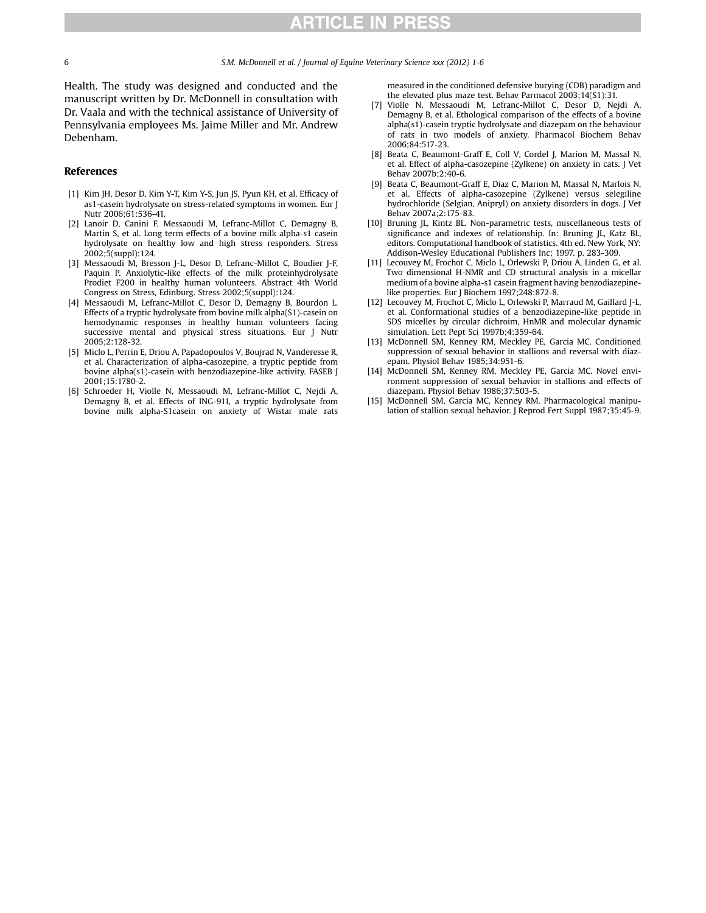Health. The study was designed and conducted and the manuscript written by Dr. McDonnell in consultation with Dr. Vaala and with the technical assistance of University of Pennsylvania employees Ms. Jaime Miller and Mr. Andrew Debenham.

## References

[1] Kim JH, Desor D, Kim Y-T, Kim Y-S, Jun JS, Pyun KH, et al. Efficacy of as1-casein hydrolysate on stress-related symptoms in women. Eur J Nutr 2006;61:536-41.

[2] Lanoir D, Canini F, Messaoudi M, Lefranc-Millot C, Demagny B, Martin S, et al. Long term effects of a bovine milk alpha-s1 casein hydrolysate on healthy low and high stress responders. Stress 2002;5(suppl):124.

[3] Messaoudi M, Bresson J-L, Desor D, Lefranc-Millot C, Boudier J-F, Paquin P. Anxiolytic-like effects of the milk proteinhydrolysate Prodiet F200 in healthy human volunteers. Abstract 4th World Congress on Stress, Edinburg. Stress 2002;5(suppl):124.

[4] Messaoudi M, Lefranc-Millot C, Desor D, Demagny B, Bourdon L. Effects of a tryptic hydrolysate from bovine milk alpha(S1)-casein on hemodynamic responses in healthy human volunteers facing successive mental and physical stress situations. Eur J Nutr 2005;2:128-32.

[5] Miclo L, Perrin E, Driou A, Papadopoulos V, Boujrad N, Vanderesse R, et al. Characterization of alpha-casozepine, a tryptic peptide from bovine alpha(s1)-casein with benzodiazepine-like activity. FASEB J 2001;15:1780-2.

[6] Schroeder H, Violle N, Messaoudi M, Lefranc-Millot C, Nejdi A, Demagny B, et al. Effects of ING-911, a tryptic hydrolysate from bovine milk alpha-S1casein on anxiety of Wistar male rats measured in the conditioned defensive burying (CDB) paradigm and the elevated plus maze test. Behav Parmacol 2003;14(S1):31.

[7] Violle N, Messaoudi M, Lefranc-Millot C, Desor D, Nejdi A, Demagny B, et al. Ethological comparison of the effects of a bovine alpha(s1)-casein tryptic hydrolysate and diazepam on the behaviour of rats in two models of anxiety. Pharmacol Biochem Behav 2006;84:517-23.

[8] Beata C, Beaumont-Graff E, Coll V, Cordel J, Marion M, Massal N, et al. Effect of alpha-casozepine (Zylkene) on anxiety in cats. J Vet Behav 2007b;2:40-6.

[9] Beata C, Beaumont-Graff E, Diaz C, Marion M, Massal N, Marlois N, et al. Effects of alpha-casozepine (Zylkene) versus selegiline hydrochloride (Selgian, Anipryl) on anxiety disorders in dogs. J Vet Behav 2007a;2:175-83.

[10] Bruning JL, Kintz BL. Non-parametric tests, miscellaneous tests of significance and indexes of relationship. In: Bruning JL, Katz BL, editors. Computational handbook of statistics. 4th ed. New York, NY: Addison-Wesley Educational Publishers Inc; 1997. p. 283-309.

[11] Lecouvey M, Frochot C, Miclo L, Orlewski P, Driou A, Linden G, et al. Two dimensional H-NMR and CD structural analysis in a micellar medium of a bovine alpha-s1 casein fragment having benzodiazepine-like properties. Eur J Biochem 1997;248:872-8.

[12] Lecouvey M, Frochot C, Miclo L, Orlewski P, Marraud M, Gaillard J-L, et al. Conformational studies of a benzodiazepine-like peptide in SDS micelles by circular dichroim, HnMR and molecular dynamic simulation. Lett Pept Sci 1997b;4:359-64.

[13] McDonnell SM, Kenney RM, Meckley PE, Garcia MC. Conditioned suppression of sexual behavior in stallions and reversal with diazepam. Physiol Behav 1985;34:951-6.

[14] McDonnell SM, Kenney RM, Meckley PE, Garcia MC. Novel environment suppression of sexual behavior in stallions and effects of diazepam. Physiol Behav 1986;37:503-5.

[15] McDonnell SM, Garcia MC, Kenney RM. Pharmacological manipulation of stallion sexual behavior. J Reprod Fert Suppl 1987;35:45-9.